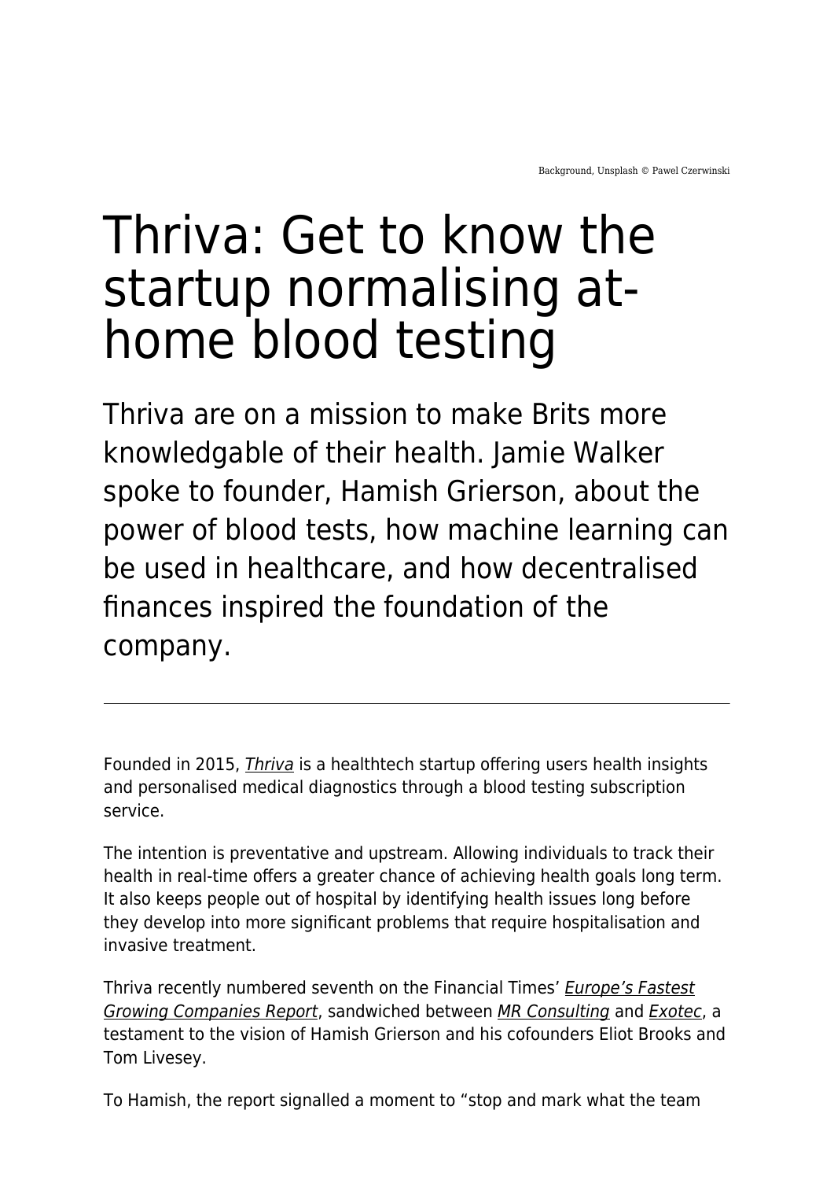Background, Unsplash © Pawel Czerwinski

# Thriva: Get to know the startup normalising at-home blood testing

Thriva are on a mission to make Brits more knowledgable of their health. Jamie Walker spoke to founder, Hamish Grierson, about the power of blood tests, how machine learning can be used in healthcare, and how decentralised finances inspired the foundation of the company.

---

Founded in 2015, *Thriva* is a healthtech startup offering users health insights and personalised medical diagnostics through a blood testing subscription service.

The intention is preventative and upstream. Allowing individuals to track their health in real-time offers a greater chance of achieving health goals long term. It also keeps people out of hospital by identifying health issues long before they develop into more significant problems that require hospitalisation and invasive treatment.

Thriva recently numbered seventh on the Financial Times' *Europe's Fastest Growing Companies Report*, sandwiched between *MR Consulting* and *Exotec*, a testament to the vision of Hamish Grierson and his cofounders Eliot Brooks and Tom Livesey.

To Hamish, the report signalled a moment to "stop and mark what the team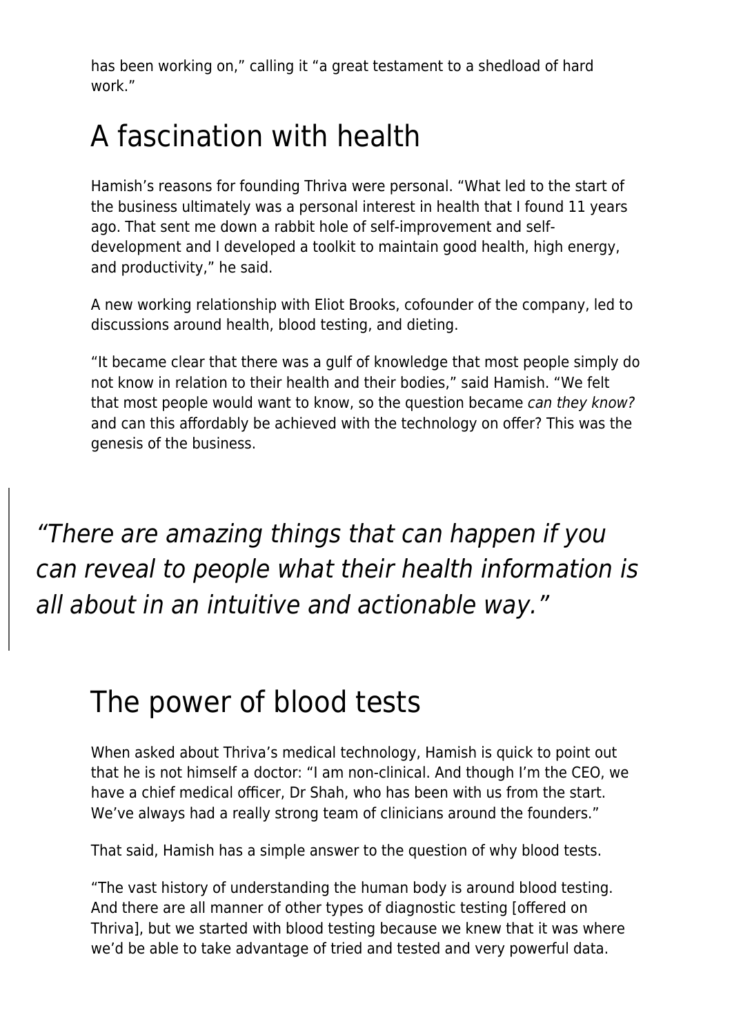has been working on," calling it "a great testament to a shedload of hard work."

## A fascination with health

Hamish's reasons for founding Thriva were personal. "What led to the start of the business ultimately was a personal interest in health that I found 11 years ago. That sent me down a rabbit hole of self-improvement and self-development and I developed a toolkit to maintain good health, high energy, and productivity," he said.

A new working relationship with Eliot Brooks, cofounder of the company, led to discussions around health, blood testing, and dieting.

"It became clear that there was a gulf of knowledge that most people simply do not know in relation to their health and their bodies," said Hamish. "We felt that most people would want to know, so the question became *can they know?* and can this affordably be achieved with the technology on offer? This was the genesis of the business.

> *"There are amazing things that can happen if you can reveal to people what their health information is all about in an intuitive and actionable way."*

## The power of blood tests

When asked about Thriva's medical technology, Hamish is quick to point out that he is not himself a doctor: "I am non-clinical. And though I'm the CEO, we have a chief medical officer, Dr Shah, who has been with us from the start. We've always had a really strong team of clinicians around the founders."

That said, Hamish has a simple answer to the question of why blood tests.

"The vast history of understanding the human body is around blood testing. And there are all manner of other types of diagnostic testing [offered on Thriva], but we started with blood testing because we knew that it was where we'd be able to take advantage of tried and tested and very powerful data.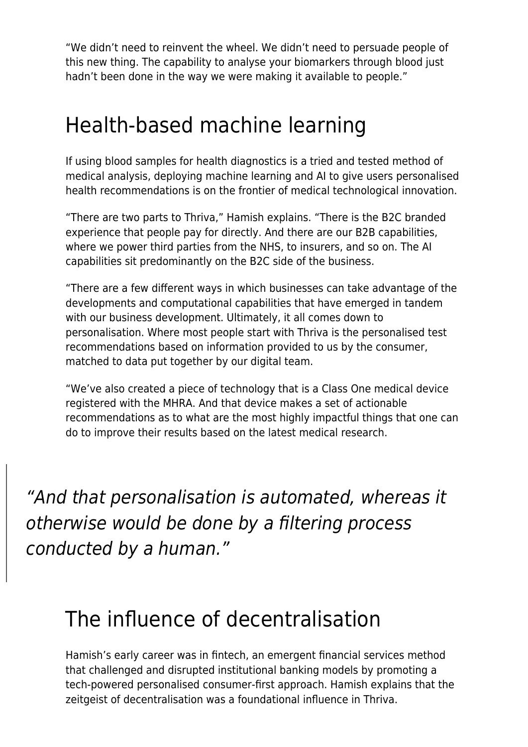"We didn't need to reinvent the wheel. We didn't need to persuade people of this new thing. The capability to analyse your biomarkers through blood just hadn't been done in the way we were making it available to people."

## Health-based machine learning

If using blood samples for health diagnostics is a tried and tested method of medical analysis, deploying machine learning and AI to give users personalised health recommendations is on the frontier of medical technological innovation.

"There are two parts to Thriva," Hamish explains. "There is the B2C branded experience that people pay for directly. And there are our B2B capabilities, where we power third parties from the NHS, to insurers, and so on. The AI capabilities sit predominantly on the B2C side of the business.

"There are a few different ways in which businesses can take advantage of the developments and computational capabilities that have emerged in tandem with our business development. Ultimately, it all comes down to personalisation. Where most people start with Thriva is the personalised test recommendations based on information provided to us by the consumer, matched to data put together by our digital team.

"We've also created a piece of technology that is a Class One medical device registered with the MHRA. And that device makes a set of actionable recommendations as to what are the most highly impactful things that one can do to improve their results based on the latest medical research.

> *"And that personalisation is automated, whereas it otherwise would be done by a filtering process conducted by a human."*

## The influence of decentralisation

Hamish's early career was in fintech, an emergent financial services method that challenged and disrupted institutional banking models by promoting a tech-powered personalised consumer-first approach. Hamish explains that the zeitgeist of decentralisation was a foundational influence in Thriva.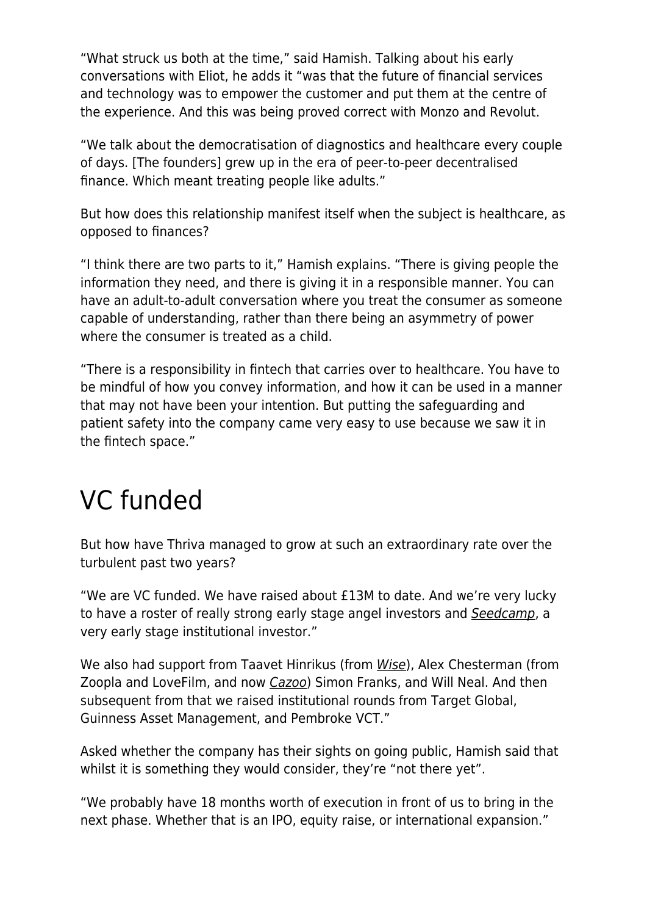"What struck us both at the time," said Hamish. Talking about his early conversations with Eliot, he adds it "was that the future of financial services and technology was to empower the customer and put them at the centre of the experience. And this was being proved correct with Monzo and Revolut.

"We talk about the democratisation of diagnostics and healthcare every couple of days. [The founders] grew up in the era of peer-to-peer decentralised finance. Which meant treating people like adults."

But how does this relationship manifest itself when the subject is healthcare, as opposed to finances?

"I think there are two parts to it," Hamish explains. "There is giving people the information they need, and there is giving it in a responsible manner. You can have an adult-to-adult conversation where you treat the consumer as someone capable of understanding, rather than there being an asymmetry of power where the consumer is treated as a child.

"There is a responsibility in fintech that carries over to healthcare. You have to be mindful of how you convey information, and how it can be used in a manner that may not have been your intention. But putting the safeguarding and patient safety into the company came very easy to use because we saw it in the fintech space."

# VC funded

But how have Thriva managed to grow at such an extraordinary rate over the turbulent past two years?

"We are VC funded. We have raised about £13M to date. And we're very lucky to have a roster of really strong early stage angel investors and *Seedcamp*, a very early stage institutional investor."

We also had support from Taavet Hinrikus (from *Wise*), Alex Chesterman (from Zoopla and LoveFilm, and now *Cazoo*) Simon Franks, and Will Neal. And then subsequent from that we raised institutional rounds from Target Global, Guinness Asset Management, and Pembroke VCT."

Asked whether the company has their sights on going public, Hamish said that whilst it is something they would consider, they're "not there yet".

"We probably have 18 months worth of execution in front of us to bring in the next phase. Whether that is an IPO, equity raise, or international expansion."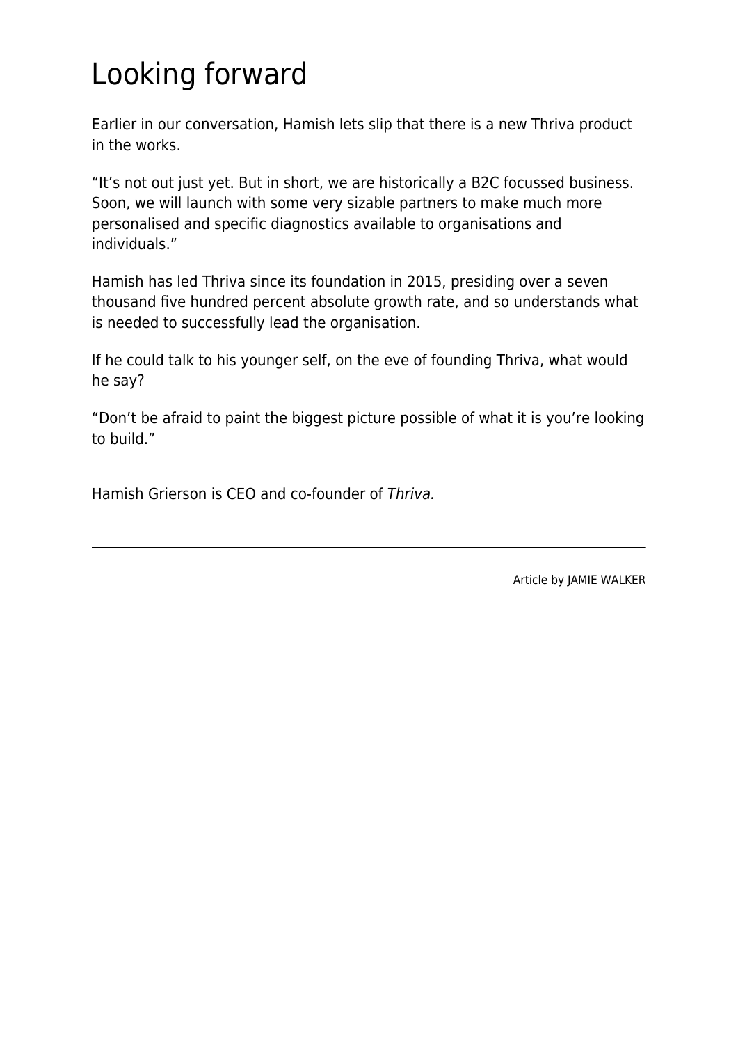# Looking forward

Earlier in our conversation, Hamish lets slip that there is a new Thriva product in the works.

“It’s not out just yet. But in short, we are historically a B2C focussed business. Soon, we will launch with some very sizable partners to make much more personalised and specific diagnostics available to organisations and individuals.”

Hamish has led Thriva since its foundation in 2015, presiding over a seven thousand five hundred percent absolute growth rate, and so understands what is needed to successfully lead the organisation.

If he could talk to his younger self, on the eve of founding Thriva, what would he say?

“Don’t be afraid to paint the biggest picture possible of what it is you’re looking to build.”

Hamish Grierson is CEO and co-founder of *Thriva.*

---

Article by JAMIE WALKER